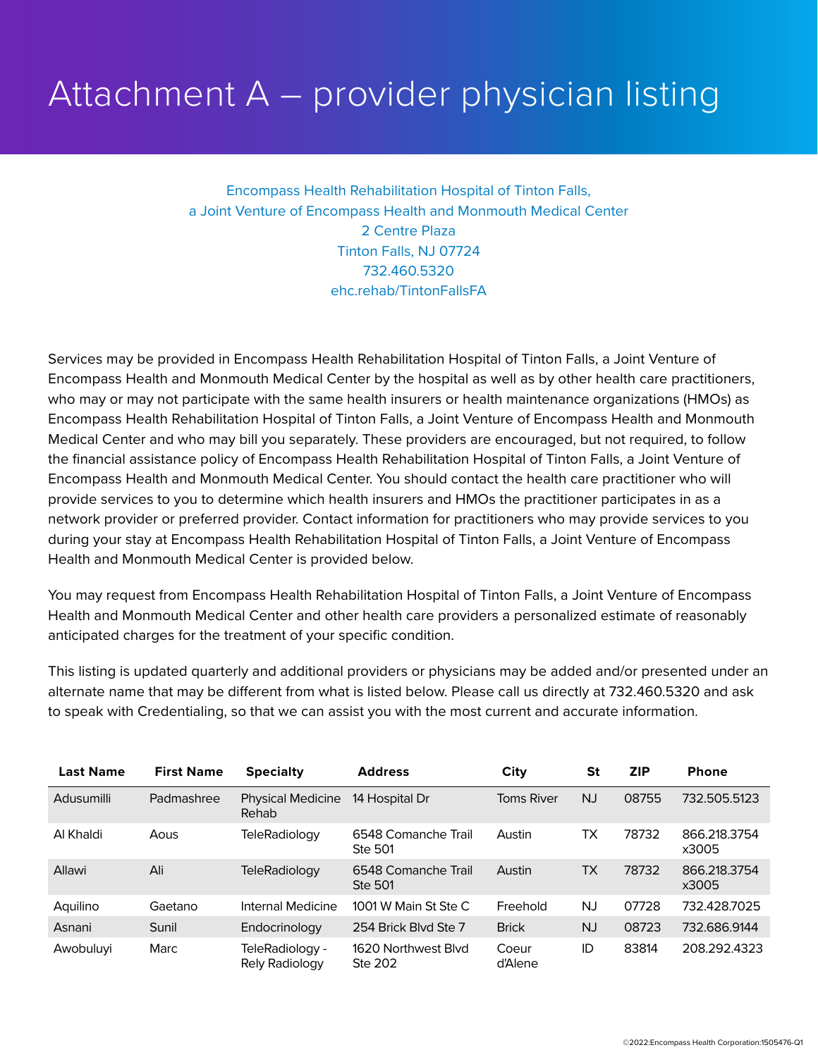# Attachment A – provider physician listing

Encompass Health Rehabilitation Hospital of Tinton Falls,
a Joint Venture of Encompass Health and Monmouth Medical Center
2 Centre Plaza
Tinton Falls, NJ 07724
732.460.5320
ehc.rehab/TintonFallsFA

Services may be provided in Encompass Health Rehabilitation Hospital of Tinton Falls, a Joint Venture of Encompass Health and Monmouth Medical Center by the hospital as well as by other health care practitioners, who may or may not participate with the same health insurers or health maintenance organizations (HMOs) as Encompass Health Rehabilitation Hospital of Tinton Falls, a Joint Venture of Encompass Health and Monmouth Medical Center and who may bill you separately. These providers are encouraged, but not required, to follow the financial assistance policy of Encompass Health Rehabilitation Hospital of Tinton Falls, a Joint Venture of Encompass Health and Monmouth Medical Center. You should contact the health care practitioner who will provide services to you to determine which health insurers and HMOs the practitioner participates in as a network provider or preferred provider. Contact information for practitioners who may provide services to you during your stay at Encompass Health Rehabilitation Hospital of Tinton Falls, a Joint Venture of Encompass Health and Monmouth Medical Center is provided below.

You may request from Encompass Health Rehabilitation Hospital of Tinton Falls, a Joint Venture of Encompass Health and Monmouth Medical Center and other health care providers a personalized estimate of reasonably anticipated charges for the treatment of your specific condition.

This listing is updated quarterly and additional providers or physicians may be added and/or presented under an alternate name that may be different from what is listed below. Please call us directly at 732.460.5320 and ask to speak with Credentialing, so that we can assist you with the most current and accurate information.

| Last Name | First Name | Specialty | Address | City | St | ZIP | Phone |
|---|---|---|---|---|---|---|---|
| Adusumilli | Padmashree | Physical Medicine Rehab | 14 Hospital Dr | Toms River | NJ | 08755 | 732.505.5123 |
| Al Khaldi | Aous | TeleRadiology | 6548 Comanche Trail Ste 501 | Austin | TX | 78732 | 866.218.3754 x3005 |
| Allawi | Ali | TeleRadiology | 6548 Comanche Trail Ste 501 | Austin | TX | 78732 | 866.218.3754 x3005 |
| Aquilino | Gaetano | Internal Medicine | 1001 W Main St Ste C | Freehold | NJ | 07728 | 732.428.7025 |
| Asnani | Sunil | Endocrinology | 254 Brick Blvd Ste 7 | Brick | NJ | 08723 | 732.686.9144 |
| Awobuluyi | Marc | TeleRadiology - Rely Radiology | 1620 Northwest Blvd Ste 202 | Coeur d'Alene | ID | 83814 | 208.292.4323 |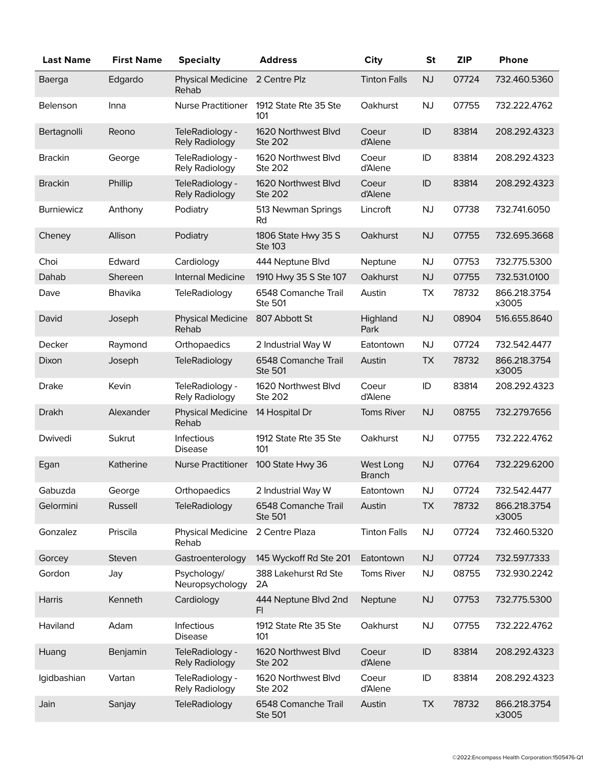| Last Name | First Name | Specialty | Address | City | St | ZIP | Phone |
|---|---|---|---|---|---|---|---|
| Baerga | Edgardo | Physical Medicine Rehab | 2 Centre Plz | Tinton Falls | NJ | 07724 | 732.460.5360 |
| Belenson | Inna | Nurse Practitioner | 1912 State Rte 35 Ste 101 | Oakhurst | NJ | 07755 | 732.222.4762 |
| Bertagnolli | Reono | TeleRadiology - Rely Radiology | 1620 Northwest Blvd Ste 202 | Coeur d'Alene | ID | 83814 | 208.292.4323 |
| Brackin | George | TeleRadiology - Rely Radiology | 1620 Northwest Blvd Ste 202 | Coeur d'Alene | ID | 83814 | 208.292.4323 |
| Brackin | Phillip | TeleRadiology - Rely Radiology | 1620 Northwest Blvd Ste 202 | Coeur d'Alene | ID | 83814 | 208.292.4323 |
| Burniewicz | Anthony | Podiatry | 513 Newman Springs Rd | Lincroft | NJ | 07738 | 732.741.6050 |
| Cheney | Allison | Podiatry | 1806 State Hwy 35 S Ste 103 | Oakhurst | NJ | 07755 | 732.695.3668 |
| Choi | Edward | Cardiology | 444 Neptune Blvd | Neptune | NJ | 07753 | 732.775.5300 |
| Dahab | Shereen | Internal Medicine | 1910 Hwy 35 S Ste 107 | Oakhurst | NJ | 07755 | 732.531.0100 |
| Dave | Bhavika | TeleRadiology | 6548 Comanche Trail Ste 501 | Austin | TX | 78732 | 866.218.3754 x3005 |
| David | Joseph | Physical Medicine Rehab | 807 Abbott St | Highland Park | NJ | 08904 | 516.655.8640 |
| Decker | Raymond | Orthopaedics | 2 Industrial Way W | Eatontown | NJ | 07724 | 732.542.4477 |
| Dixon | Joseph | TeleRadiology | 6548 Comanche Trail Ste 501 | Austin | TX | 78732 | 866.218.3754 x3005 |
| Drake | Kevin | TeleRadiology - Rely Radiology | 1620 Northwest Blvd Ste 202 | Coeur d'Alene | ID | 83814 | 208.292.4323 |
| Drakh | Alexander | Physical Medicine Rehab | 14 Hospital Dr | Toms River | NJ | 08755 | 732.279.7656 |
| Dwivedi | Sukrut | Infectious Disease | 1912 State Rte 35 Ste 101 | Oakhurst | NJ | 07755 | 732.222.4762 |
| Egan | Katherine | Nurse Practitioner | 100 State Hwy 36 | West Long Branch | NJ | 07764 | 732.229.6200 |
| Gabuzda | George | Orthopaedics | 2 Industrial Way W | Eatontown | NJ | 07724 | 732.542.4477 |
| Gelormini | Russell | TeleRadiology | 6548 Comanche Trail Ste 501 | Austin | TX | 78732 | 866.218.3754 x3005 |
| Gonzalez | Priscila | Physical Medicine Rehab | 2 Centre Plaza | Tinton Falls | NJ | 07724 | 732.460.5320 |
| Gorcey | Steven | Gastroenterology | 145 Wyckoff Rd Ste 201 | Eatontown | NJ | 07724 | 732.597.7333 |
| Gordon | Jay | Psychology/ Neuropsychology | 388 Lakehurst Rd Ste 2A | Toms River | NJ | 08755 | 732.930.2242 |
| Harris | Kenneth | Cardiology | 444 Neptune Blvd 2nd Fl | Neptune | NJ | 07753 | 732.775.5300 |
| Haviland | Adam | Infectious Disease | 1912 State Rte 35 Ste 101 | Oakhurst | NJ | 07755 | 732.222.4762 |
| Huang | Benjamin | TeleRadiology - Rely Radiology | 1620 Northwest Blvd Ste 202 | Coeur d'Alene | ID | 83814 | 208.292.4323 |
| Igidbashian | Vartan | TeleRadiology - Rely Radiology | 1620 Northwest Blvd Ste 202 | Coeur d'Alene | ID | 83814 | 208.292.4323 |
| Jain | Sanjay | TeleRadiology | 6548 Comanche Trail Ste 501 | Austin | TX | 78732 | 866.218.3754 x3005 |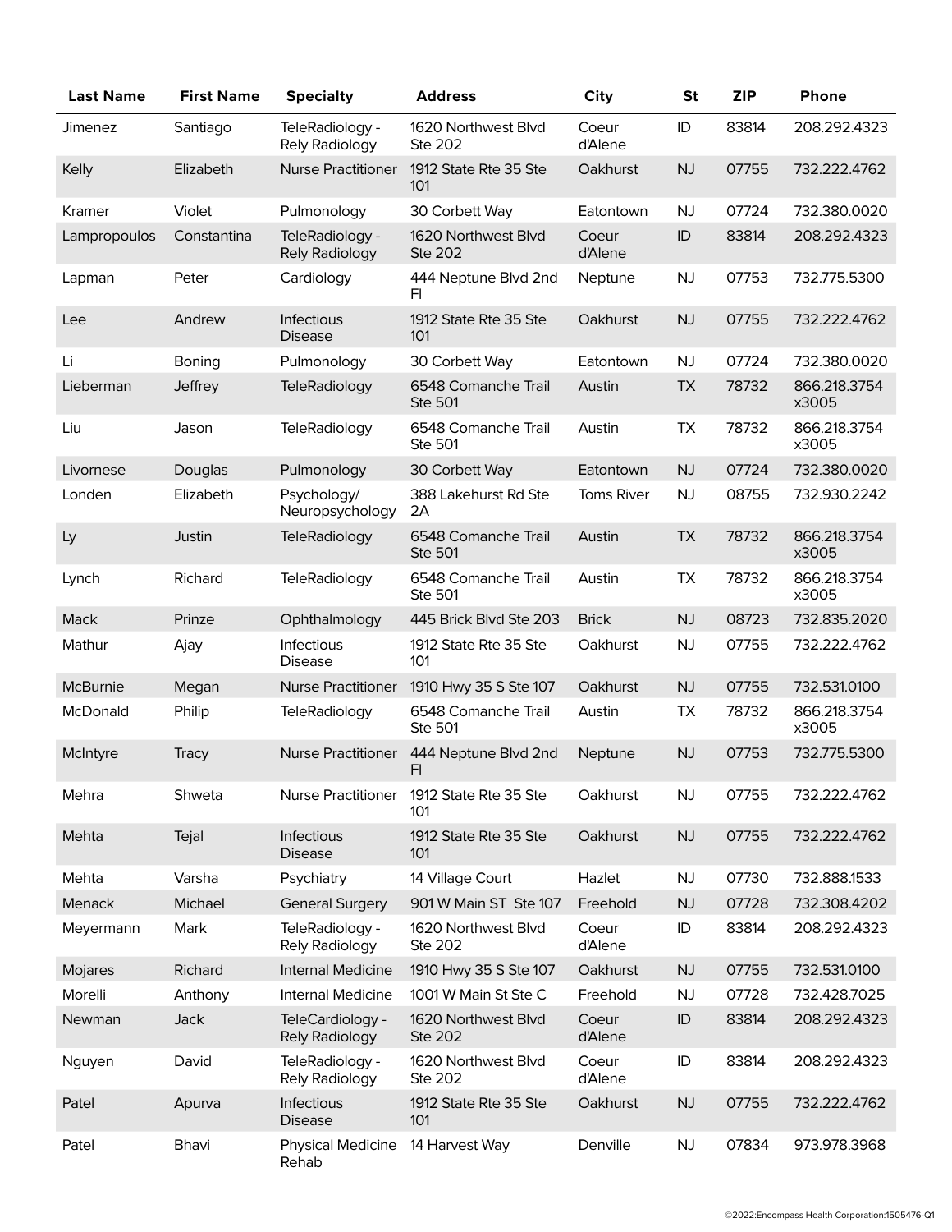| Last Name | First Name | Specialty | Address | City | St | ZIP | Phone |
|---|---|---|---|---|---|---|---|
| Jimenez | Santiago | TeleRadiology - Rely Radiology | 1620 Northwest Blvd Ste 202 | Coeur d'Alene | ID | 83814 | 208.292.4323 |
| Kelly | Elizabeth | Nurse Practitioner | 1912 State Rte 35 Ste 101 | Oakhurst | NJ | 07755 | 732.222.4762 |
| Kramer | Violet | Pulmonology | 30 Corbett Way | Eatontown | NJ | 07724 | 732.380.0020 |
| Lampropoulos | Constantina | TeleRadiology - Rely Radiology | 1620 Northwest Blvd Ste 202 | Coeur d'Alene | ID | 83814 | 208.292.4323 |
| Lapman | Peter | Cardiology | 444 Neptune Blvd 2nd Fl | Neptune | NJ | 07753 | 732.775.5300 |
| Lee | Andrew | Infectious Disease | 1912 State Rte 35 Ste 101 | Oakhurst | NJ | 07755 | 732.222.4762 |
| Li | Boning | Pulmonology | 30 Corbett Way | Eatontown | NJ | 07724 | 732.380.0020 |
| Lieberman | Jeffrey | TeleRadiology | 6548 Comanche Trail Ste 501 | Austin | TX | 78732 | 866.218.3754 x3005 |
| Liu | Jason | TeleRadiology | 6548 Comanche Trail Ste 501 | Austin | TX | 78732 | 866.218.3754 x3005 |
| Livornese | Douglas | Pulmonology | 30 Corbett Way | Eatontown | NJ | 07724 | 732.380.0020 |
| Londen | Elizabeth | Psychology/ Neuropsychology | 388 Lakehurst Rd Ste 2A | Toms River | NJ | 08755 | 732.930.2242 |
| Ly | Justin | TeleRadiology | 6548 Comanche Trail Ste 501 | Austin | TX | 78732 | 866.218.3754 x3005 |
| Lynch | Richard | TeleRadiology | 6548 Comanche Trail Ste 501 | Austin | TX | 78732 | 866.218.3754 x3005 |
| Mack | Prinze | Ophthalmology | 445 Brick Blvd Ste 203 | Brick | NJ | 08723 | 732.835.2020 |
| Mathur | Ajay | Infectious Disease | 1912 State Rte 35 Ste 101 | Oakhurst | NJ | 07755 | 732.222.4762 |
| McBurnie | Megan | Nurse Practitioner | 1910 Hwy 35 S Ste 107 | Oakhurst | NJ | 07755 | 732.531.0100 |
| McDonald | Philip | TeleRadiology | 6548 Comanche Trail Ste 501 | Austin | TX | 78732 | 866.218.3754 x3005 |
| McIntyre | Tracy | Nurse Practitioner | 444 Neptune Blvd 2nd Fl | Neptune | NJ | 07753 | 732.775.5300 |
| Mehra | Shweta | Nurse Practitioner | 1912 State Rte 35 Ste 101 | Oakhurst | NJ | 07755 | 732.222.4762 |
| Mehta | Tejal | Infectious Disease | 1912 State Rte 35 Ste 101 | Oakhurst | NJ | 07755 | 732.222.4762 |
| Mehta | Varsha | Psychiatry | 14 Village Court | Hazlet | NJ | 07730 | 732.888.1533 |
| Menack | Michael | General Surgery | 901 W Main ST Ste 107 | Freehold | NJ | 07728 | 732.308.4202 |
| Meyermann | Mark | TeleRadiology - Rely Radiology | 1620 Northwest Blvd Ste 202 | Coeur d'Alene | ID | 83814 | 208.292.4323 |
| Mojares | Richard | Internal Medicine | 1910 Hwy 35 S Ste 107 | Oakhurst | NJ | 07755 | 732.531.0100 |
| Morelli | Anthony | Internal Medicine | 1001 W Main St Ste C | Freehold | NJ | 07728 | 732.428.7025 |
| Newman | Jack | TeleCardiology - Rely Radiology | 1620 Northwest Blvd Ste 202 | Coeur d'Alene | ID | 83814 | 208.292.4323 |
| Nguyen | David | TeleRadiology - Rely Radiology | 1620 Northwest Blvd Ste 202 | Coeur d'Alene | ID | 83814 | 208.292.4323 |
| Patel | Apurva | Infectious Disease | 1912 State Rte 35 Ste 101 | Oakhurst | NJ | 07755 | 732.222.4762 |
| Patel | Bhavi | Physical Medicine Rehab | 14 Harvest Way | Denville | NJ | 07834 | 973.978.3968 |

©2022:Encompass Health Corporation:1505476-Q1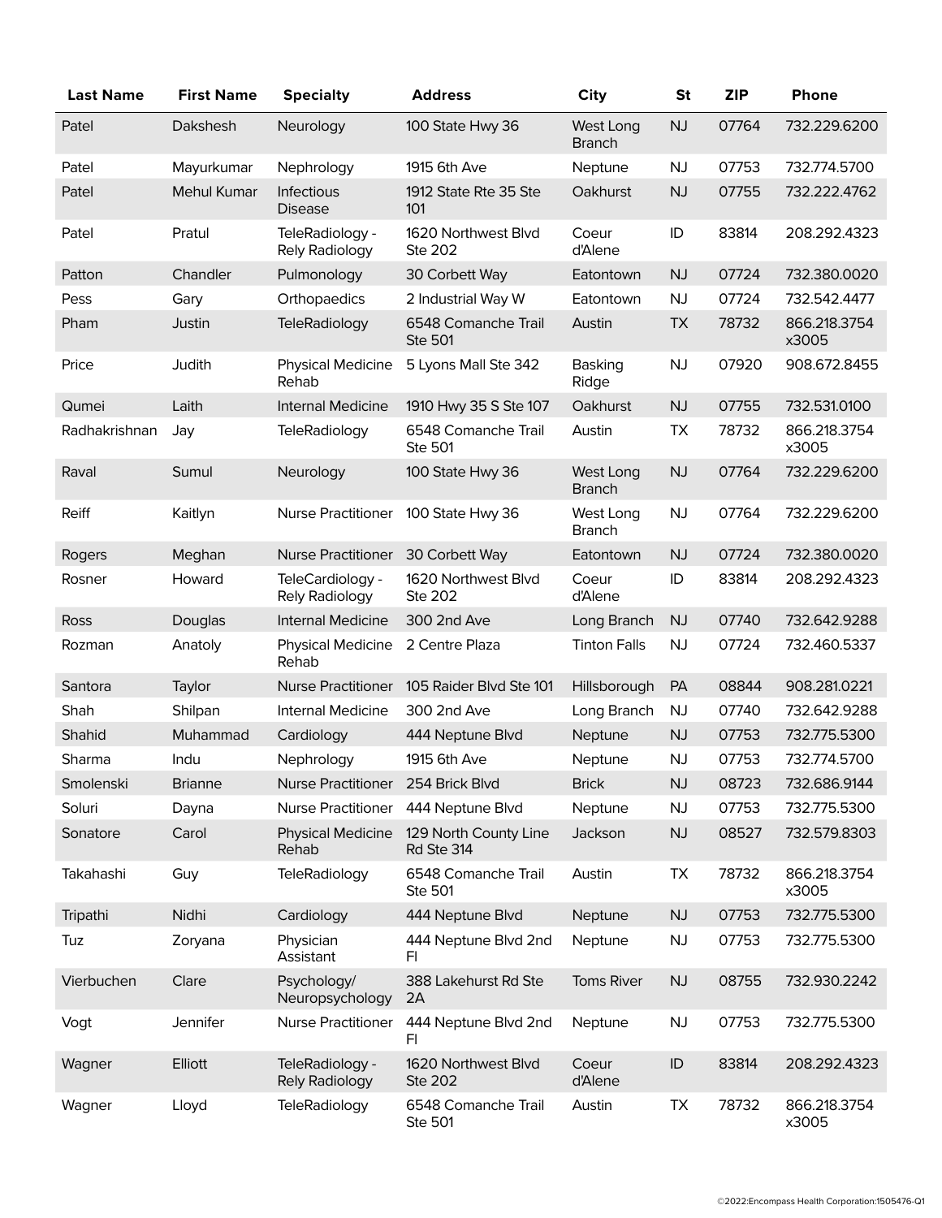| Last Name | First Name | Specialty | Address | City | St | ZIP | Phone |
|---|---|---|---|---|---|---|---|
| Patel | Dakshesh | Neurology | 100 State Hwy 36 | West Long Branch | NJ | 07764 | 732.229.6200 |
| Patel | Mayurkumar | Nephrology | 1915 6th Ave | Neptune | NJ | 07753 | 732.774.5700 |
| Patel | Mehul Kumar | Infectious Disease | 1912 State Rte 35 Ste 101 | Oakhurst | NJ | 07755 | 732.222.4762 |
| Patel | Pratul | TeleRadiology - Rely Radiology | 1620 Northwest Blvd Ste 202 | Coeur d'Alene | ID | 83814 | 208.292.4323 |
| Patton | Chandler | Pulmonology | 30 Corbett Way | Eatontown | NJ | 07724 | 732.380.0020 |
| Pess | Gary | Orthopaedics | 2 Industrial Way W | Eatontown | NJ | 07724 | 732.542.4477 |
| Pham | Justin | TeleRadiology | 6548 Comanche Trail Ste 501 | Austin | TX | 78732 | 866.218.3754 x3005 |
| Price | Judith | Physical Medicine Rehab | 5 Lyons Mall Ste 342 | Basking Ridge | NJ | 07920 | 908.672.8455 |
| Qumei | Laith | Internal Medicine | 1910 Hwy 35 S Ste 107 | Oakhurst | NJ | 07755 | 732.531.0100 |
| Radhakrishnan | Jay | TeleRadiology | 6548 Comanche Trail Ste 501 | Austin | TX | 78732 | 866.218.3754 x3005 |
| Raval | Sumul | Neurology | 100 State Hwy 36 | West Long Branch | NJ | 07764 | 732.229.6200 |
| Reiff | Kaitlyn | Nurse Practitioner | 100 State Hwy 36 | West Long Branch | NJ | 07764 | 732.229.6200 |
| Rogers | Meghan | Nurse Practitioner | 30 Corbett Way | Eatontown | NJ | 07724 | 732.380.0020 |
| Rosner | Howard | TeleCardiology - Rely Radiology | 1620 Northwest Blvd Ste 202 | Coeur d'Alene | ID | 83814 | 208.292.4323 |
| Ross | Douglas | Internal Medicine | 300 2nd Ave | Long Branch | NJ | 07740 | 732.642.9288 |
| Rozman | Anatoly | Physical Medicine Rehab | 2 Centre Plaza | Tinton Falls | NJ | 07724 | 732.460.5337 |
| Santora | Taylor | Nurse Practitioner | 105 Raider Blvd Ste 101 | Hillsborough | PA | 08844 | 908.281.0221 |
| Shah | Shilpan | Internal Medicine | 300 2nd Ave | Long Branch | NJ | 07740 | 732.642.9288 |
| Shahid | Muhammad | Cardiology | 444 Neptune Blvd | Neptune | NJ | 07753 | 732.775.5300 |
| Sharma | Indu | Nephrology | 1915 6th Ave | Neptune | NJ | 07753 | 732.774.5700 |
| Smolenski | Brianne | Nurse Practitioner | 254 Brick Blvd | Brick | NJ | 08723 | 732.686.9144 |
| Soluri | Dayna | Nurse Practitioner | 444 Neptune Blvd | Neptune | NJ | 07753 | 732.775.5300 |
| Sonatore | Carol | Physical Medicine Rehab | 129 North County Line Rd Ste 314 | Jackson | NJ | 08527 | 732.579.8303 |
| Takahashi | Guy | TeleRadiology | 6548 Comanche Trail Ste 501 | Austin | TX | 78732 | 866.218.3754 x3005 |
| Tripathi | Nidhi | Cardiology | 444 Neptune Blvd | Neptune | NJ | 07753 | 732.775.5300 |
| Tuz | Zoryana | Physician Assistant | 444 Neptune Blvd 2nd Fl | Neptune | NJ | 07753 | 732.775.5300 |
| Vierbuchen | Clare | Psychology/ Neuropsychology | 388 Lakehurst Rd Ste 2A | Toms River | NJ | 08755 | 732.930.2242 |
| Vogt | Jennifer | Nurse Practitioner | 444 Neptune Blvd 2nd Fl | Neptune | NJ | 07753 | 732.775.5300 |
| Wagner | Elliott | TeleRadiology - Rely Radiology | 1620 Northwest Blvd Ste 202 | Coeur d'Alene | ID | 83814 | 208.292.4323 |
| Wagner | Lloyd | TeleRadiology | 6548 Comanche Trail Ste 501 | Austin | TX | 78732 | 866.218.3754 x3005 |

©2022:Encompass Health Corporation:1505476-Q1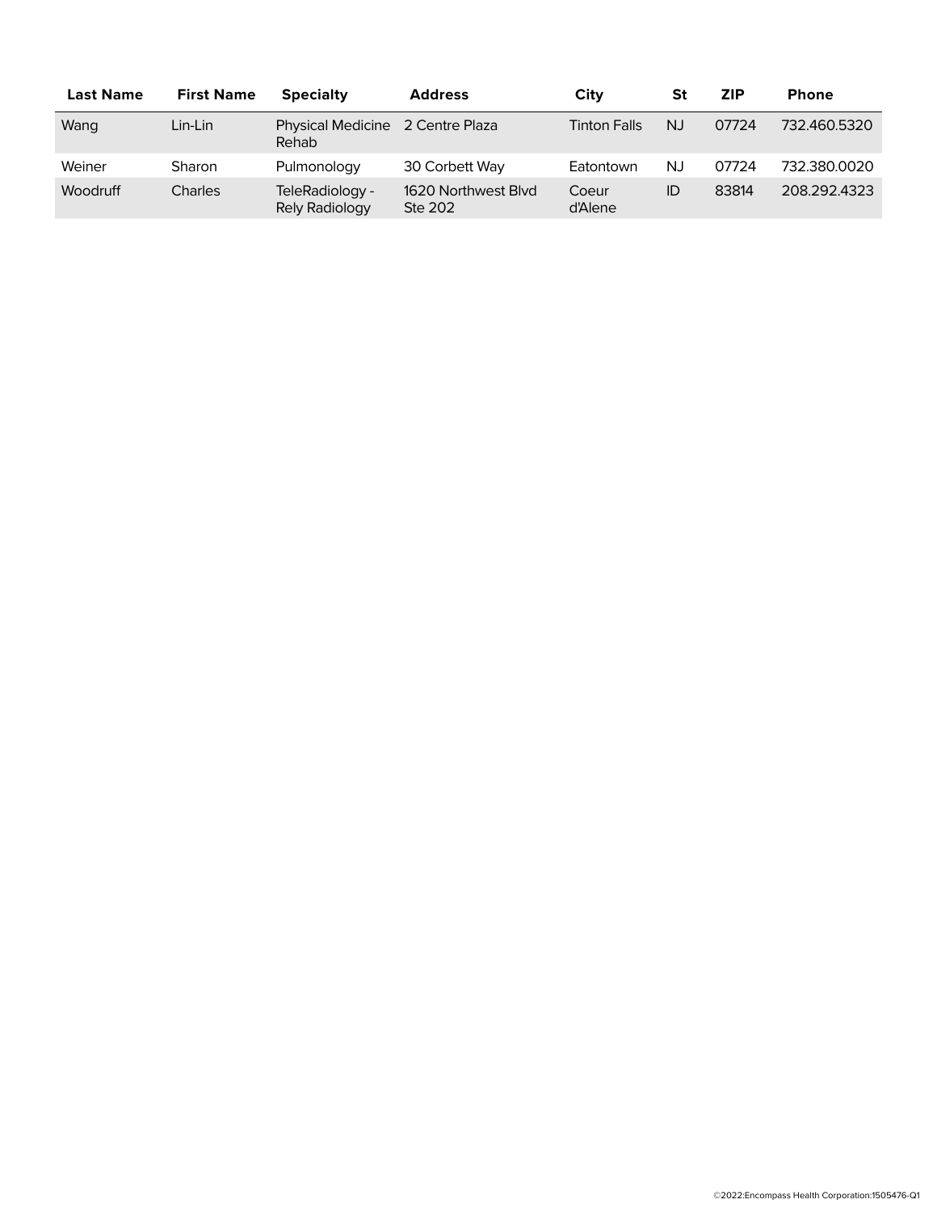| Last Name | First Name | Specialty | Address | City | St | ZIP | Phone |
|---|---|---|---|---|---|---|---|
| Wang | Lin-Lin | Physical Medicine Rehab | 2 Centre Plaza | Tinton Falls | NJ | 07724 | 732.460.5320 |
| Weiner | Sharon | Pulmonology | 30 Corbett Way | Eatontown | NJ | 07724 | 732.380.0020 |
| Woodruff | Charles | TeleRadiology - Rely Radiology | 1620 Northwest Blvd Ste 202 | Coeur d'Alene | ID | 83814 | 208.292.4323 |

©2022:Encompass Health Corporation:1505476-Q1